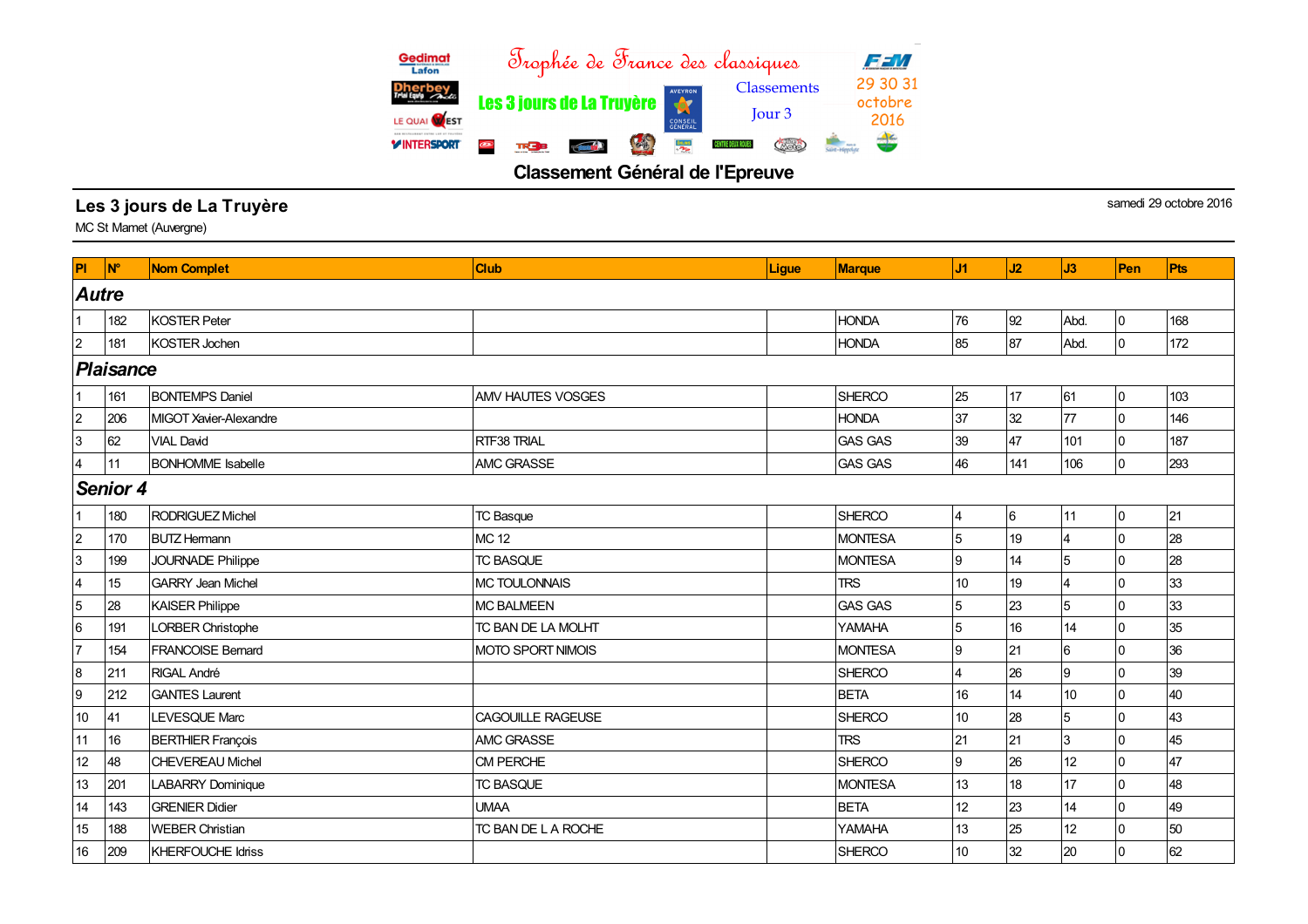Trophée de France des classiques

Les 3 jours de La Truyère

Classements

Jour 3

29 30 31 octobre 2016

## Classement Général de l'Epreuve

**Les 3 jours de La Truyère**

MC St Mamet (Auvergne)

samedi 29 octobre 2016

| Pl | N° | Nom Complet | Club | Ligue | Marque | J1 | J2 | J3 | Pen | Pts |
|---|---|---|---|---|---|---|---|---|---|---|
| ***Autre*** | | | | | | | | | | |
| 1 | 182 | KOSTER Peter | | | HONDA | 76 | 92 | Abd. | 0 | 168 |
| 2 | 181 | KOSTER Jochen | | | HONDA | 85 | 87 | Abd. | 0 | 172 |
| ***Plaisance*** | | | | | | | | | | |
| 1 | 161 | BONTEMPS Daniel | AMV HAUTES VOSGES | | SHERCO | 25 | 17 | 61 | 0 | 103 |
| 2 | 206 | MIGOT Xavier-Alexandre | | | HONDA | 37 | 32 | 77 | 0 | 146 |
| 3 | 62 | VIAL David | RTF38 TRIAL | | GAS GAS | 39 | 47 | 101 | 0 | 187 |
| 4 | 11 | BONHOMME Isabelle | AMC GRASSE | | GAS GAS | 46 | 141 | 106 | 0 | 293 |
| ***Senior 4*** | | | | | | | | | | |
| 1 | 180 | RODRIGUEZ Michel | TC Basque | | SHERCO | 4 | 6 | 11 | 0 | 21 |
| 2 | 170 | BUTZ Hermann | MC 12 | | MONTESA | 5 | 19 | 4 | 0 | 28 |
| 3 | 199 | JOURNADE Philippe | TC BASQUE | | MONTESA | 9 | 14 | 5 | 0 | 28 |
| 4 | 15 | GARRY Jean Michel | MC TOULONNAIS | | TRS | 10 | 19 | 4 | 0 | 33 |
| 5 | 28 | KAISER Philippe | MC BALMEEN | | GAS GAS | 5 | 23 | 5 | 0 | 33 |
| 6 | 191 | LORBER Christophe | TC BAN DE LA MOLHT | | YAMAHA | 5 | 16 | 14 | 0 | 35 |
| 7 | 154 | FRANCOISE Bernard | MOTO SPORT NIMOIS | | MONTESA | 9 | 21 | 6 | 0 | 36 |
| 8 | 211 | RIGAL André | | | SHERCO | 4 | 26 | 9 | 0 | 39 |
| 9 | 212 | GANTES Laurent | | | BETA | 16 | 14 | 10 | 0 | 40 |
| 10 | 41 | LEVESQUE Marc | CAGOUILLE RAGEUSE | | SHERCO | 10 | 28 | 5 | 0 | 43 |
| 11 | 16 | BERTHIER François | AMC GRASSE | | TRS | 21 | 21 | 3 | 0 | 45 |
| 12 | 48 | CHEVEREAU Michel | CM PERCHE | | SHERCO | 9 | 26 | 12 | 0 | 47 |
| 13 | 201 | LABARRY Dominique | TC BASQUE | | MONTESA | 13 | 18 | 17 | 0 | 48 |
| 14 | 143 | GRENIER Didier | UMAA | | BETA | 12 | 23 | 14 | 0 | 49 |
| 15 | 188 | WEBER Christian | TC BAN DE L A ROCHE | | YAMAHA | 13 | 25 | 12 | 0 | 50 |
| 16 | 209 | KHERFOUCHE Idriss | | | SHERCO | 10 | 32 | 20 | 0 | 62 |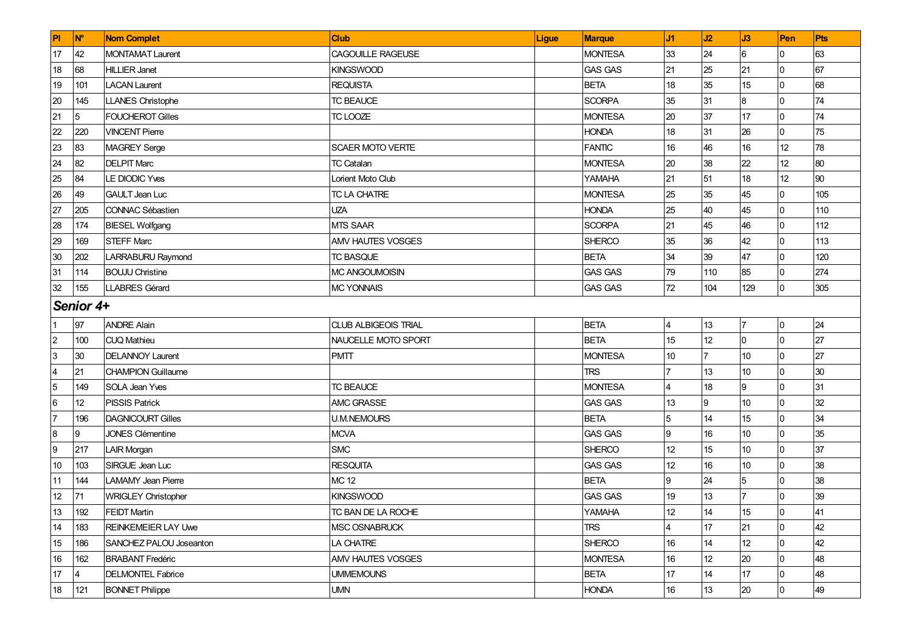| Pl | N° | Nom Complet | Club | Ligue | Marque | J1 | J2 | J3 | Pen | Pts |
|---|---|---|---|---|---|---|---|---|---|---|
| 17 | 42 | MONTAMAT Laurent | CAGOUILLE RAGEUSE | | MONTESA | 33 | 24 | 6 | 0 | 63 |
| 18 | 68 | HILLIER Janet | KINGSWOOD | | GAS GAS | 21 | 25 | 21 | 0 | 67 |
| 19 | 101 | LACAN Laurent | REQUISTA | | BETA | 18 | 35 | 15 | 0 | 68 |
| 20 | 145 | LLANES Christophe | TC BEAUCE | | SCORPA | 35 | 31 | 8 | 0 | 74 |
| 21 | 5 | FOUCHEROT Gilles | TC LOOZE | | MONTESA | 20 | 37 | 17 | 0 | 74 |
| 22 | 220 | VINCENT Pierre | | | HONDA | 18 | 31 | 26 | 0 | 75 |
| 23 | 83 | MAGREY Serge | SCAER MOTO VERTE | | FANTIC | 16 | 46 | 16 | 12 | 78 |
| 24 | 82 | DELPIT Marc | TC Catalan | | MONTESA | 20 | 38 | 22 | 12 | 80 |
| 25 | 84 | LE DIODIC Yves | Lorient Moto Club | | YAMAHA | 21 | 51 | 18 | 12 | 90 |
| 26 | 49 | GAULT Jean Luc | TC LA CHATRE | | MONTESA | 25 | 35 | 45 | 0 | 105 |
| 27 | 205 | CONNAC Sébastien | UZA | | HONDA | 25 | 40 | 45 | 0 | 110 |
| 28 | 174 | BIESEL Wolfgang | MTS SAAR | | SCORPA | 21 | 45 | 46 | 0 | 112 |
| 29 | 169 | STEFF Marc | AMV HAUTES VOSGES | | SHERCO | 35 | 36 | 42 | 0 | 113 |
| 30 | 202 | LARRABURU Raymond | TC BASQUE | | BETA | 34 | 39 | 47 | 0 | 120 |
| 31 | 114 | BOUJU Christine | MC ANGOUMOISIN | | GAS GAS | 79 | 110 | 85 | 0 | 274 |
| 32 | 155 | LLABRES Gérard | MC YONNAIS | | GAS GAS | 72 | 104 | 129 | 0 | 305 |
| ***Senior 4+*** | | | | | | | | | | |
| 1 | 97 | ANDRE Alain | CLUB ALBIGEOIS TRIAL | | BETA | 4 | 13 | 7 | 0 | 24 |
| 2 | 100 | CUQ Mathieu | NAUCELLE MOTO SPORT | | BETA | 15 | 12 | 0 | 0 | 27 |
| 3 | 30 | DELANNOY Laurent | PMTT | | MONTESA | 10 | 7 | 10 | 0 | 27 |
| 4 | 21 | CHAMPION Guillaume | | | TRS | 7 | 13 | 10 | 0 | 30 |
| 5 | 149 | SOLA Jean Yves | TC BEAUCE | | MONTESA | 4 | 18 | 9 | 0 | 31 |
| 6 | 12 | PISSIS Patrick | AMC GRASSE | | GAS GAS | 13 | 9 | 10 | 0 | 32 |
| 7 | 196 | DAGNICOURT Gilles | U.M.NEMOURS | | BETA | 5 | 14 | 15 | 0 | 34 |
| 8 | 9 | JONES Clémentine | MCVA | | GAS GAS | 9 | 16 | 10 | 0 | 35 |
| 9 | 217 | LAIR Morgan | SMC | | SHERCO | 12 | 15 | 10 | 0 | 37 |
| 10 | 103 | SIRGUE Jean Luc | RESQUITA | | GAS GAS | 12 | 16 | 10 | 0 | 38 |
| 11 | 144 | LAMAMY Jean Pierre | MC 12 | | BETA | 9 | 24 | 5 | 0 | 38 |
| 12 | 71 | WRIGLEY Christopher | KINGSWOOD | | GAS GAS | 19 | 13 | 7 | 0 | 39 |
| 13 | 192 | FEIDT Martin | TC BAN DE LA ROCHE | | YAMAHA | 12 | 14 | 15 | 0 | 41 |
| 14 | 183 | REINKEMEIER LAY Uwe | MSC OSNABRUCK | | TRS | 4 | 17 | 21 | 0 | 42 |
| 15 | 186 | SANCHEZ PALOU Joseanton | LA CHATRE | | SHERCO | 16 | 14 | 12 | 0 | 42 |
| 16 | 162 | BRABANT Fredéric | AMV HAUTES VOSGES | | MONTESA | 16 | 12 | 20 | 0 | 48 |
| 17 | 4 | DELMONTEL Fabrice | UMMEMOUNS | | BETA | 17 | 14 | 17 | 0 | 48 |
| 18 | 121 | BONNET Philippe | UMN | | HONDA | 16 | 13 | 20 | 0 | 49 |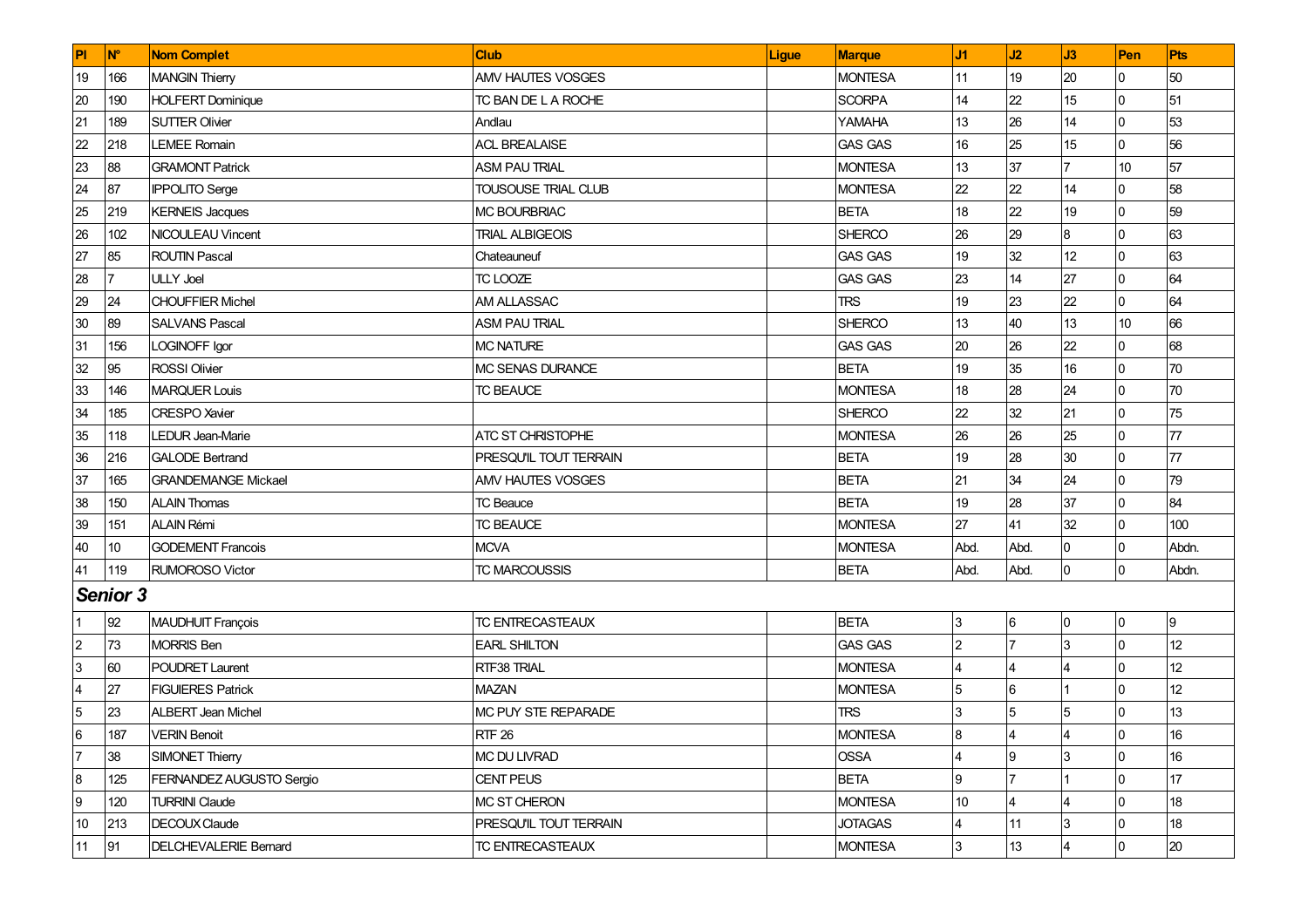| Pl | N° | Nom Complet | Club | Ligue | Marque | J1 | J2 | J3 | Pen | Pts |
|---|---|---|---|---|---|---|---|---|---|---|
| 19 | 166 | MANGIN Thierry | AMV HAUTES VOSGES | | MONTESA | 11 | 19 | 20 | 0 | 50 |
| 20 | 190 | HOLFERT Dominique | TC BAN DE L A ROCHE | | SCORPA | 14 | 22 | 15 | 0 | 51 |
| 21 | 189 | SUTTER Olivier | Andlau | | YAMAHA | 13 | 26 | 14 | 0 | 53 |
| 22 | 218 | LEMEE Romain | ACL BREALAISE | | GAS GAS | 16 | 25 | 15 | 0 | 56 |
| 23 | 88 | GRAMONT Patrick | ASM PAU TRIAL | | MONTESA | 13 | 37 | 7 | 10 | 57 |
| 24 | 87 | IPPOLITO Serge | TOUSOUSE TRIAL CLUB | | MONTESA | 22 | 22 | 14 | 0 | 58 |
| 25 | 219 | KERNEIS Jacques | MC BOURBRIAC | | BETA | 18 | 22 | 19 | 0 | 59 |
| 26 | 102 | NICOULEAU Vincent | TRIAL ALBIGEOIS | | SHERCO | 26 | 29 | 8 | 0 | 63 |
| 27 | 85 | ROUTIN Pascal | Chateauneuf | | GAS GAS | 19 | 32 | 12 | 0 | 63 |
| 28 | 7 | ULLY Joel | TC LOOZE | | GAS GAS | 23 | 14 | 27 | 0 | 64 |
| 29 | 24 | CHOUFFIER Michel | AM ALLASSAC | | TRS | 19 | 23 | 22 | 0 | 64 |
| 30 | 89 | SALVANS Pascal | ASM PAU TRIAL | | SHERCO | 13 | 40 | 13 | 10 | 66 |
| 31 | 156 | LOGINOFF Igor | MC NATURE | | GAS GAS | 20 | 26 | 22 | 0 | 68 |
| 32 | 95 | ROSSI Olivier | MC SENAS DURANCE | | BETA | 19 | 35 | 16 | 0 | 70 |
| 33 | 146 | MARQUER Louis | TC BEAUCE | | MONTESA | 18 | 28 | 24 | 0 | 70 |
| 34 | 185 | CRESPO Xavier | | | SHERCO | 22 | 32 | 21 | 0 | 75 |
| 35 | 118 | LEDUR Jean-Marie | ATC ST CHRISTOPHE | | MONTESA | 26 | 26 | 25 | 0 | 77 |
| 36 | 216 | GALODE Bertrand | PRESQU'IL TOUT TERRAIN | | BETA | 19 | 28 | 30 | 0 | 77 |
| 37 | 165 | GRANDEMANGE Mickael | AMV HAUTES VOSGES | | BETA | 21 | 34 | 24 | 0 | 79 |
| 38 | 150 | ALAIN Thomas | TC Beauce | | BETA | 19 | 28 | 37 | 0 | 84 |
| 39 | 151 | ALAIN Rémi | TC BEAUCE | | MONTESA | 27 | 41 | 32 | 0 | 100 |
| 40 | 10 | GODEMENT Francois | MCVA | | MONTESA | Abd. | Abd. | 0 | 0 | Abdn. |
| 41 | 119 | RUMOROSO Victor | TC MARCOUSSIS | | BETA | Abd. | Abd. | 0 | 0 | Abdn. |
| ***Senior 3*** | | | | | | | | | | |
| 1 | 92 | MAUDHUIT François | TC ENTRECASTEAUX | | BETA | 3 | 6 | 0 | 0 | 9 |
| 2 | 73 | MORRIS Ben | EARL SHILTON | | GAS GAS | 2 | 7 | 3 | 0 | 12 |
| 3 | 60 | POUDRET Laurent | RTF38 TRIAL | | MONTESA | 4 | 4 | 4 | 0 | 12 |
| 4 | 27 | FIGUIERES Patrick | MAZAN | | MONTESA | 5 | 6 | 1 | 0 | 12 |
| 5 | 23 | ALBERT Jean Michel | MC PUY STE REPARADE | | TRS | 3 | 5 | 5 | 0 | 13 |
| 6 | 187 | VERIN Benoit | RTF 26 | | MONTESA | 8 | 4 | 4 | 0 | 16 |
| 7 | 38 | SIMONET Thierry | MC DU LIVRAD | | OSSA | 4 | 9 | 3 | 0 | 16 |
| 8 | 125 | FERNANDEZ AUGUSTO Sergio | CENT PEUS | | BETA | 9 | 7 | 1 | 0 | 17 |
| 9 | 120 | TURRINI Claude | MC ST CHERON | | MONTESA | 10 | 4 | 4 | 0 | 18 |
| 10 | 213 | DECOUX Claude | PRESQU'IL TOUT TERRAIN | | JOTAGAS | 4 | 11 | 3 | 0 | 18 |
| 11 | 91 | DELCHEVALERIE Bernard | TC ENTRECASTEAUX | | MONTESA | 3 | 13 | 4 | 0 | 20 |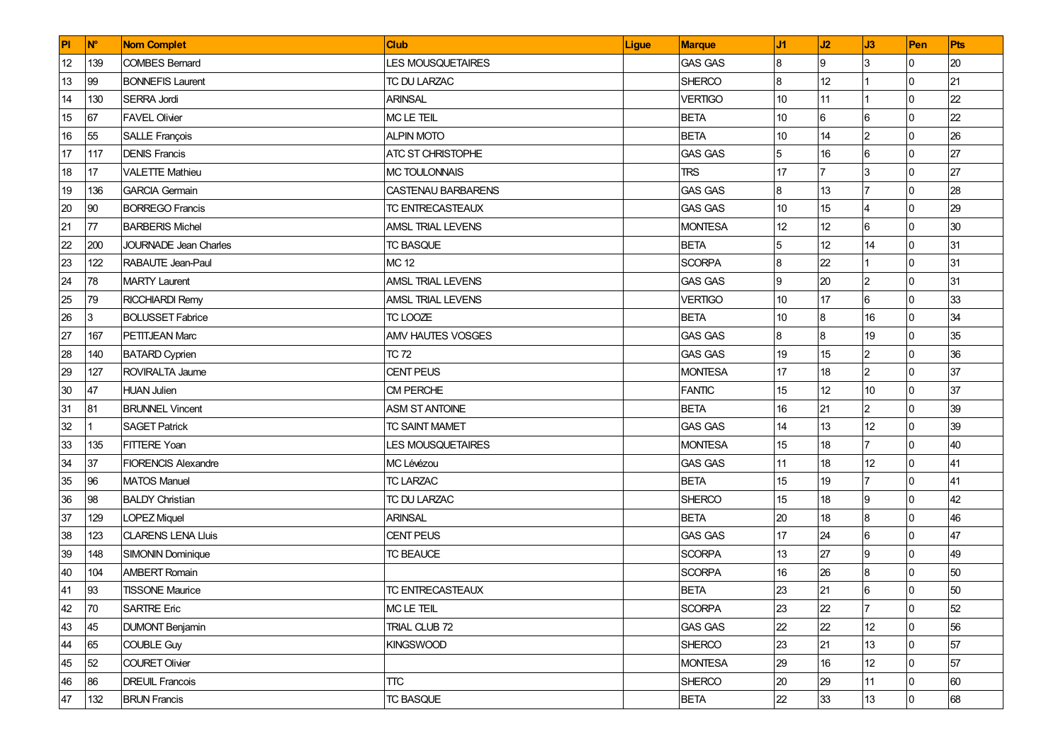| Pl | N° | Nom Complet | Club | Ligue | Marque | J1 | J2 | J3 | Pen | Pts |
|---|---|---|---|---|---|---|---|---|---|---|
| 12 | 139 | COMBES Bernard | LES MOUSQUETAIRES | | GAS GAS | 8 | 9 | 3 | 0 | 20 |
| 13 | 99 | BONNEFIS Laurent | TC DU LARZAC | | SHERCO | 8 | 12 | 1 | 0 | 21 |
| 14 | 130 | SERRA Jordi | ARINSAL | | VERTIGO | 10 | 11 | 1 | 0 | 22 |
| 15 | 67 | FAVEL Olivier | MC LE TEIL | | BETA | 10 | 6 | 6 | 0 | 22 |
| 16 | 55 | SALLE François | ALPIN MOTO | | BETA | 10 | 14 | 2 | 0 | 26 |
| 17 | 117 | DENIS Francis | ATC ST CHRISTOPHE | | GAS GAS | 5 | 16 | 6 | 0 | 27 |
| 18 | 17 | VALETTE Mathieu | MC TOULONNAIS | | TRS | 17 | 7 | 3 | 0 | 27 |
| 19 | 136 | GARCIA Germain | CASTENAU BARBARENS | | GAS GAS | 8 | 13 | 7 | 0 | 28 |
| 20 | 90 | BORREGO Francis | TC ENTRECASTEAUX | | GAS GAS | 10 | 15 | 4 | 0 | 29 |
| 21 | 77 | BARBERIS Michel | AMSL TRIAL LEVENS | | MONTESA | 12 | 12 | 6 | 0 | 30 |
| 22 | 200 | JOURNADE Jean Charles | TC BASQUE | | BETA | 5 | 12 | 14 | 0 | 31 |
| 23 | 122 | RABAUTE Jean-Paul | MC 12 | | SCORPA | 8 | 22 | 1 | 0 | 31 |
| 24 | 78 | MARTY Laurent | AMSL TRIAL LEVENS | | GAS GAS | 9 | 20 | 2 | 0 | 31 |
| 25 | 79 | RICCHIARDI Remy | AMSL TRIAL LEVENS | | VERTIGO | 10 | 17 | 6 | 0 | 33 |
| 26 | 3 | BOLUSSET Fabrice | TC LOOZE | | BETA | 10 | 8 | 16 | 0 | 34 |
| 27 | 167 | PETITJEAN Marc | AMV HAUTES VOSGES | | GAS GAS | 8 | 8 | 19 | 0 | 35 |
| 28 | 140 | BATARD Cyprien | TC 72 | | GAS GAS | 19 | 15 | 2 | 0 | 36 |
| 29 | 127 | ROVIRALTA Jaume | CENT PEUS | | MONTESA | 17 | 18 | 2 | 0 | 37 |
| 30 | 47 | HUAN Julien | CM PERCHE | | FANTIC | 15 | 12 | 10 | 0 | 37 |
| 31 | 81 | BRUNNEL Vincent | ASM ST ANTOINE | | BETA | 16 | 21 | 2 | 0 | 39 |
| 32 | 1 | SAGET Patrick | TC SAINT MAMET | | GAS GAS | 14 | 13 | 12 | 0 | 39 |
| 33 | 135 | FITTERE Yoan | LES MOUSQUETAIRES | | MONTESA | 15 | 18 | 7 | 0 | 40 |
| 34 | 37 | FIORENCIS Alexandre | MC Lévézou | | GAS GAS | 11 | 18 | 12 | 0 | 41 |
| 35 | 96 | MATOS Manuel | TC LARZAC | | BETA | 15 | 19 | 7 | 0 | 41 |
| 36 | 98 | BALDY Christian | TC DU LARZAC | | SHERCO | 15 | 18 | 9 | 0 | 42 |
| 37 | 129 | LOPEZ Miquel | ARINSAL | | BETA | 20 | 18 | 8 | 0 | 46 |
| 38 | 123 | CLARENS LENA Lluis | CENT PEUS | | GAS GAS | 17 | 24 | 6 | 0 | 47 |
| 39 | 148 | SIMONIN Dominique | TC BEAUCE | | SCORPA | 13 | 27 | 9 | 0 | 49 |
| 40 | 104 | AMBERT Romain | | | SCORPA | 16 | 26 | 8 | 0 | 50 |
| 41 | 93 | TISSONE Maurice | TC ENTRECASTEAUX | | BETA | 23 | 21 | 6 | 0 | 50 |
| 42 | 70 | SARTRE Eric | MC LE TEIL | | SCORPA | 23 | 22 | 7 | 0 | 52 |
| 43 | 45 | DUMONT Benjamin | TRIAL CLUB 72 | | GAS GAS | 22 | 22 | 12 | 0 | 56 |
| 44 | 65 | COUBLE Guy | KINGSWOOD | | SHERCO | 23 | 21 | 13 | 0 | 57 |
| 45 | 52 | COURET Olivier | | | MONTESA | 29 | 16 | 12 | 0 | 57 |
| 46 | 86 | DREUIL Francois | TTC | | SHERCO | 20 | 29 | 11 | 0 | 60 |
| 47 | 132 | BRUN Francis | TC BASQUE | | BETA | 22 | 33 | 13 | 0 | 68 |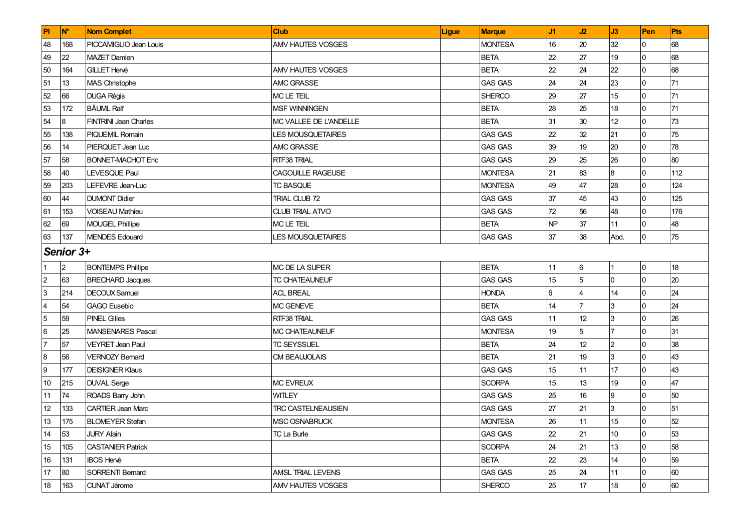| Pl | N° | Nom Complet | Club | Ligue | Marque | J1 | J2 | J3 | Pen | Pts |
|---|---|---|---|---|---|---|---|---|---|---|
| 48 | 168 | PICCAMIGLIO Jean Louis | AMV HAUTES VOSGES | | MONTESA | 16 | 20 | 32 | 0 | 68 |
| 49 | 22 | MAZET Damien | | | BETA | 22 | 27 | 19 | 0 | 68 |
| 50 | 164 | GILLET Hervé | AMV HAUTES VOSGES | | BETA | 22 | 24 | 22 | 0 | 68 |
| 51 | 13 | MAS Christophe | AMC GRASSE | | GAS GAS | 24 | 24 | 23 | 0 | 71 |
| 52 | 66 | DUGA Régis | MC LE TEIL | | SHERCO | 29 | 27 | 15 | 0 | 71 |
| 53 | 172 | BÄUML Ralf | MSF WINNINGEN | | BETA | 28 | 25 | 18 | 0 | 71 |
| 54 | 8 | FINTRINI Jean Charles | MC VALLEE DE L'ANDELLE | | BETA | 31 | 30 | 12 | 0 | 73 |
| 55 | 138 | PIQUEMIL Romain | LES MOUSQUETAIRES | | GAS GAS | 22 | 32 | 21 | 0 | 75 |
| 56 | 14 | PIERQUET Jean Luc | AMC GRASSE | | GAS GAS | 39 | 19 | 20 | 0 | 78 |
| 57 | 58 | BONNET-MACHOT Eric | RTF38 TRIAL | | GAS GAS | 29 | 25 | 26 | 0 | 80 |
| 58 | 40 | LEVESQUE Paul | CAGOUILLE RAGEUSE | | MONTESA | 21 | 83 | 8 | 0 | 112 |
| 59 | 203 | LEFEVRE Jean-Luc | TC BASQUE | | MONTESA | 49 | 47 | 28 | 0 | 124 |
| 60 | 44 | DUMONT Didier | TRIAL CLUB 72 | | GAS GAS | 37 | 45 | 43 | 0 | 125 |
| 61 | 153 | VOISEAU Mathieu | CLUB TRIAL ATVO | | GAS GAS | 72 | 56 | 48 | 0 | 176 |
| 62 | 69 | MOUGEL Phillipe | MC LE TEIL | | BETA | NP | 37 | 11 | 0 | 48 |
| 63 | 137 | MENDES Edouard | LES MOUSQUETAIRES | | GAS GAS | 37 | 38 | Abd. | 0 | 75 |
| ***Senior 3+*** | | | | | | | | | | |
| 1 | 2 | BONTEMPS Phillipe | MC DE LA SUPER | | BETA | 11 | 6 | 1 | 0 | 18 |
| 2 | 63 | BRECHARD Jacques | TC CHATEAUNEUF | | GAS GAS | 15 | 5 | 0 | 0 | 20 |
| 3 | 214 | DECOUX Samuel | ACL BREAL | | HONDA | 6 | 4 | 14 | 0 | 24 |
| 4 | 54 | GAGO Eusebio | MC GENEVE | | BETA | 14 | 7 | 3 | 0 | 24 |
| 5 | 59 | PINEL Gilles | RTF38 TRIAL | | GAS GAS | 11 | 12 | 3 | 0 | 26 |
| 6 | 25 | MANSENARES Pascal | MC CHATEAUNEUF | | MONTESA | 19 | 5 | 7 | 0 | 31 |
| 7 | 57 | VEYRET Jean Paul | TC SEYSSUEL | | BETA | 24 | 12 | 2 | 0 | 38 |
| 8 | 56 | VERNOZY Bernard | CM BEAUJOLAIS | | BETA | 21 | 19 | 3 | 0 | 43 |
| 9 | 177 | DEISIGNER Klaus | | | GAS GAS | 15 | 11 | 17 | 0 | 43 |
| 10 | 215 | DUVAL Serge | MC EVREUX | | SCORPA | 15 | 13 | 19 | 0 | 47 |
| 11 | 74 | ROADS Barry John | WITLEY | | GAS GAS | 25 | 16 | 9 | 0 | 50 |
| 12 | 133 | CARTIER Jean Marc | TRC CASTELNEAUSIEN | | GAS GAS | 27 | 21 | 3 | 0 | 51 |
| 13 | 175 | BLOMEYER Stefan | MSC OSNABRUCK | | MONTESA | 26 | 11 | 15 | 0 | 52 |
| 14 | 53 | JURY Alain | TC La Burle | | GAS GAS | 22 | 21 | 10 | 0 | 53 |
| 15 | 105 | CASTANIER Patrick | | | SCORPA | 24 | 21 | 13 | 0 | 58 |
| 16 | 131 | IBOS Hervé | | | BETA | 22 | 23 | 14 | 0 | 59 |
| 17 | 80 | SORRENTI Bernard | AMSL TRIAL LEVENS | | GAS GAS | 25 | 24 | 11 | 0 | 60 |
| 18 | 163 | CUNAT Jérome | AMV HAUTES VOSGES | | SHERCO | 25 | 17 | 18 | 0 | 60 |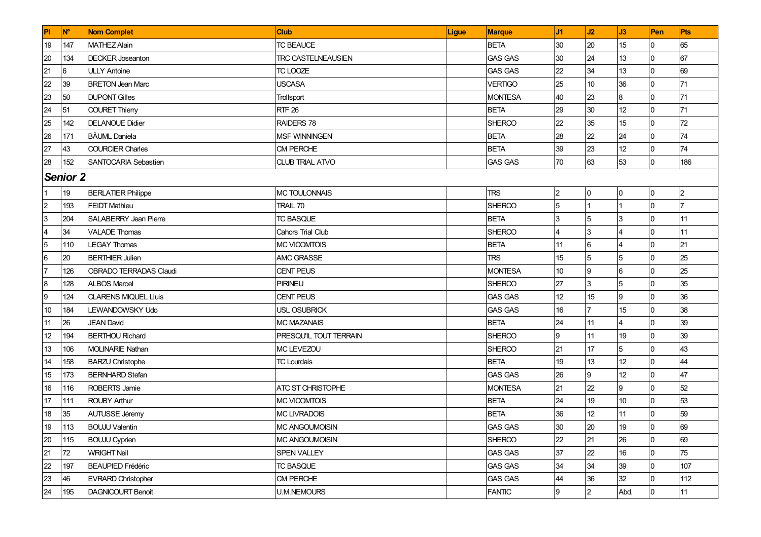| Pl | N° | Nom Complet | Club | Ligue | Marque | J1 | J2 | J3 | Pen | Pts |
|---|---|---|---|---|---|---|---|---|---|---|
| 19 | 147 | MATHEZ Alain | TC BEAUCE | | BETA | 30 | 20 | 15 | 0 | 65 |
| 20 | 134 | DECKER Joseanton | TRC CASTELNEAUSIEN | | GAS GAS | 30 | 24 | 13 | 0 | 67 |
| 21 | 6 | ULLY Antoine | TC LOOZE | | GAS GAS | 22 | 34 | 13 | 0 | 69 |
| 22 | 39 | BRETON Jean Marc | USCASA | | VERTIGO | 25 | 10 | 36 | 0 | 71 |
| 23 | 50 | DUPONT Gilles | Trollsport | | MONTESA | 40 | 23 | 8 | 0 | 71 |
| 24 | 51 | COURET Thierry | RTF 26 | | BETA | 29 | 30 | 12 | 0 | 71 |
| 25 | 142 | DELANOUE Didier | RAIDERS 78 | | SHERCO | 22 | 35 | 15 | 0 | 72 |
| 26 | 171 | BÄUML Daniela | MSF WINNINGEN | | BETA | 28 | 22 | 24 | 0 | 74 |
| 27 | 43 | COURCIER Charles | CM PERCHE | | BETA | 39 | 23 | 12 | 0 | 74 |
| 28 | 152 | SANTOCARIA Sebastien | CLUB TRIAL ATVO | | GAS GAS | 70 | 63 | 53 | 0 | 186 |
| ***Senior 2*** | | | | | | | | | | |
| 1 | 19 | BERLATIER Philippe | MC TOULONNAIS | | TRS | 2 | 0 | 0 | 0 | 2 |
| 2 | 193 | FEIDT Mathieu | TRAIL 70 | | SHERCO | 5 | 1 | 1 | 0 | 7 |
| 3 | 204 | SALABERRY Jean Pierre | TC BASQUE | | BETA | 3 | 5 | 3 | 0 | 11 |
| 4 | 34 | VALADE Thomas | Cahors Trial Club | | SHERCO | 4 | 3 | 4 | 0 | 11 |
| 5 | 110 | LEGAY Thomas | MC VICOMTOIS | | BETA | 11 | 6 | 4 | 0 | 21 |
| 6 | 20 | BERTHIER Julien | AMC GRASSE | | TRS | 15 | 5 | 5 | 0 | 25 |
| 7 | 126 | OBRADO TERRADAS Claudi | CENT PEUS | | MONTESA | 10 | 9 | 6 | 0 | 25 |
| 8 | 128 | ALBOS Marcel | PIRINEU | | SHERCO | 27 | 3 | 5 | 0 | 35 |
| 9 | 124 | CLARENS MIQUEL Lluis | CENT PEUS | | GAS GAS | 12 | 15 | 9 | 0 | 36 |
| 10 | 184 | LEWANDOWSKY Udo | USL OSUBRICK | | GAS GAS | 16 | 7 | 15 | 0 | 38 |
| 11 | 26 | JEAN David | MC MAZANAIS | | BETA | 24 | 11 | 4 | 0 | 39 |
| 12 | 194 | BERTHOU Richard | PRESQU'IL TOUT TERRAIN | | SHERCO | 9 | 11 | 19 | 0 | 39 |
| 13 | 106 | MOLINARIE Nathan | MC LEVEZOU | | SHERCO | 21 | 17 | 5 | 0 | 43 |
| 14 | 158 | BARZU Christophe | TC Lourdais | | BETA | 19 | 13 | 12 | 0 | 44 |
| 15 | 173 | BERNHARD Stefan | | | GAS GAS | 26 | 9 | 12 | 0 | 47 |
| 16 | 116 | ROBERTS Jamie | ATC ST CHRISTOPHE | | MONTESA | 21 | 22 | 9 | 0 | 52 |
| 17 | 111 | ROUBY Arthur | MC VICOMTOIS | | BETA | 24 | 19 | 10 | 0 | 53 |
| 18 | 35 | AUTUSSE Jéremy | MC LIVRADOIS | | BETA | 36 | 12 | 11 | 0 | 59 |
| 19 | 113 | BOUJU Valentin | MC ANGOUMOISIN | | GAS GAS | 30 | 20 | 19 | 0 | 69 |
| 20 | 115 | BOUJU Cyprien | MC ANGOUMOISIN | | SHERCO | 22 | 21 | 26 | 0 | 69 |
| 21 | 72 | WRIGHT Neil | SPEN VALLEY | | GAS GAS | 37 | 22 | 16 | 0 | 75 |
| 22 | 197 | BEAUPIED Frédéric | TC BASQUE | | GAS GAS | 34 | 34 | 39 | 0 | 107 |
| 23 | 46 | EVRARD Christopher | CM PERCHE | | GAS GAS | 44 | 36 | 32 | 0 | 112 |
| 24 | 195 | DAGNICOURT Benoit | U.M.NEMOURS | | FANTIC | 9 | 2 | Abd. | 0 | 11 |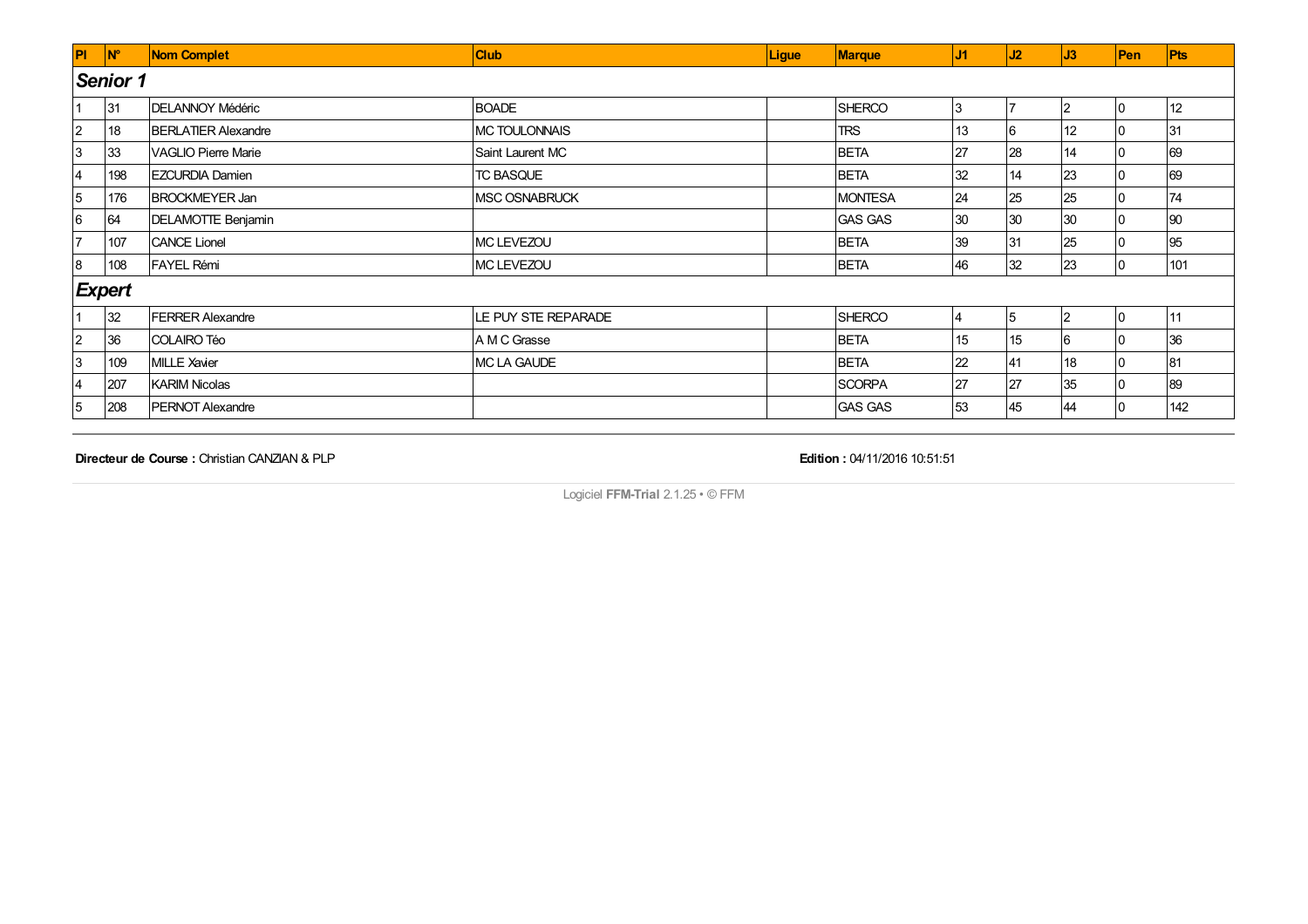| Pl | N° | Nom Complet | Club | Ligue | Marque | J1 | J2 | J3 | Pen | Pts |
|---|---|---|---|---|---|---|---|---|---|---|
| ***Senior 1*** | | | | | | | | | | |
| 1 | 31 | DELANNOY Médéric | BOADE | | SHERCO | 3 | 7 | 2 | 0 | 12 |
| 2 | 18 | BERLATIER Alexandre | MC TOULONNAIS | | TRS | 13 | 6 | 12 | 0 | 31 |
| 3 | 33 | VAGLIO Pierre Marie | Saint Laurent MC | | BETA | 27 | 28 | 14 | 0 | 69 |
| 4 | 198 | EZCURDIA Damien | TC BASQUE | | BETA | 32 | 14 | 23 | 0 | 69 |
| 5 | 176 | BROCKMEYER Jan | MSC OSNABRUCK | | MONTESA | 24 | 25 | 25 | 0 | 74 |
| 6 | 64 | DELAMOTTE Benjamin | | | GAS GAS | 30 | 30 | 30 | 0 | 90 |
| 7 | 107 | CANCE Lionel | MC LEVEZOU | | BETA | 39 | 31 | 25 | 0 | 95 |
| 8 | 108 | FAYEL Rémi | MC LEVEZOU | | BETA | 46 | 32 | 23 | 0 | 101 |
| ***Expert*** | | | | | | | | | | |
| 1 | 32 | FERRER Alexandre | LE PUY STE REPARADE | | SHERCO | 4 | 5 | 2 | 0 | 11 |
| 2 | 36 | COLAIRO Téo | A M C Grasse | | BETA | 15 | 15 | 6 | 0 | 36 |
| 3 | 109 | MILLE Xavier | MC LA GAUDE | | BETA | 22 | 41 | 18 | 0 | 81 |
| 4 | 207 | KARIM Nicolas | | | SCORPA | 27 | 27 | 35 | 0 | 89 |
| 5 | 208 | PERNOT Alexandre | | | GAS GAS | 53 | 45 | 44 | 0 | 142 |

**Directeur de Course :** Christian CANZIAN & PLP

**Edition :** 04/11/2016 10:51:51

Logiciel **FFM-Trial** 2.1.25 • © FFM